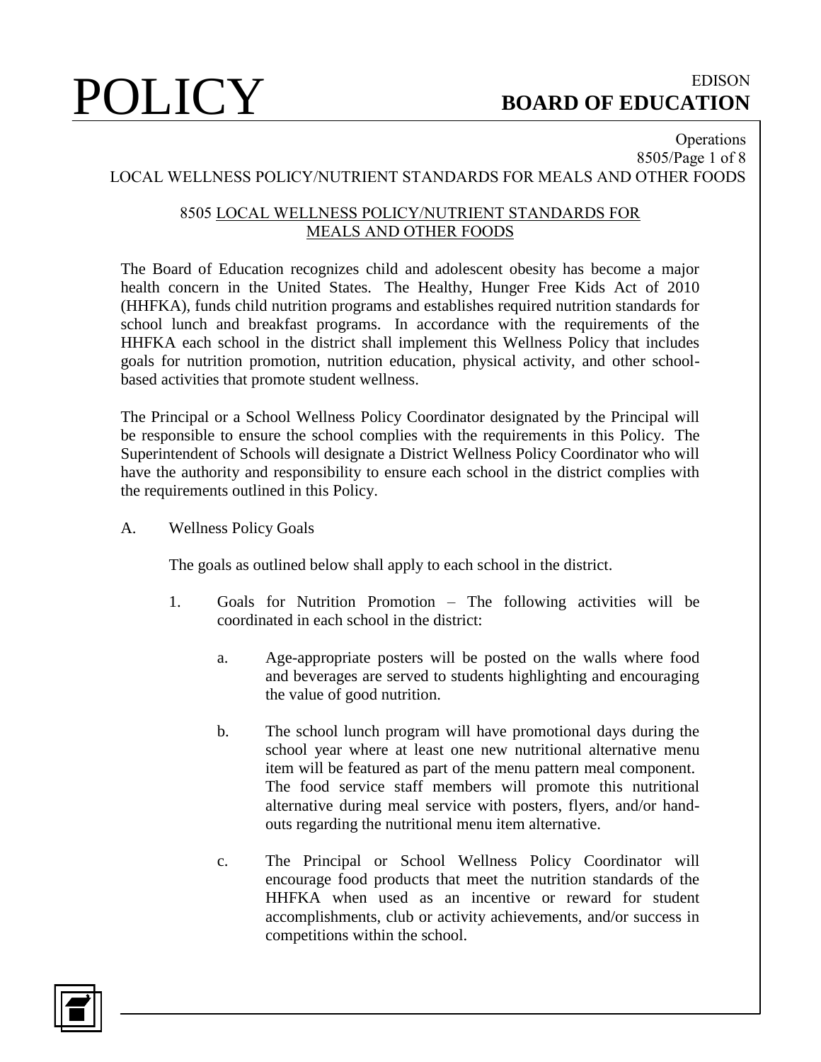# 8505 LOCAL WELLNESS POLICY/NUTRIENT STANDARDS FOR MEALS AND OTHER FOODS

The Board of Education recognizes child and adolescent obesity has become a major health concern in the United States. The Healthy, Hunger Free Kids Act of 2010 (HHFKA), funds child nutrition programs and establishes required nutrition standards for school lunch and breakfast programs. In accordance with the requirements of the HHFKA each school in the district shall implement this Wellness Policy that includes goals for nutrition promotion, nutrition education, physical activity, and other school-based activities that promote student wellness.

The Principal or a School Wellness Policy Coordinator designated by the Principal will be responsible to ensure the school complies with the requirements in this Policy. The Superintendent of Schools will designate a District Wellness Policy Coordinator who will have the authority and responsibility to ensure each school in the district complies with the requirements outlined in this Policy.

A. Wellness Policy Goals

The goals as outlined below shall apply to each school in the district.

1. Goals for Nutrition Promotion – The following activities will be coordinated in each school in the district:

   a. Age-appropriate posters will be posted on the walls where food and beverages are served to students highlighting and encouraging the value of good nutrition.

   b. The school lunch program will have promotional days during the school year where at least one new nutritional alternative menu item will be featured as part of the menu pattern meal component. The food service staff members will promote this nutritional alternative during meal service with posters, flyers, and/or hand-outs regarding the nutritional menu item alternative.

   c. The Principal or School Wellness Policy Coordinator will encourage food products that meet the nutrition standards of the HHFKA when used as an incentive or reward for student accomplishments, club or activity achievements, and/or success in competitions within the school.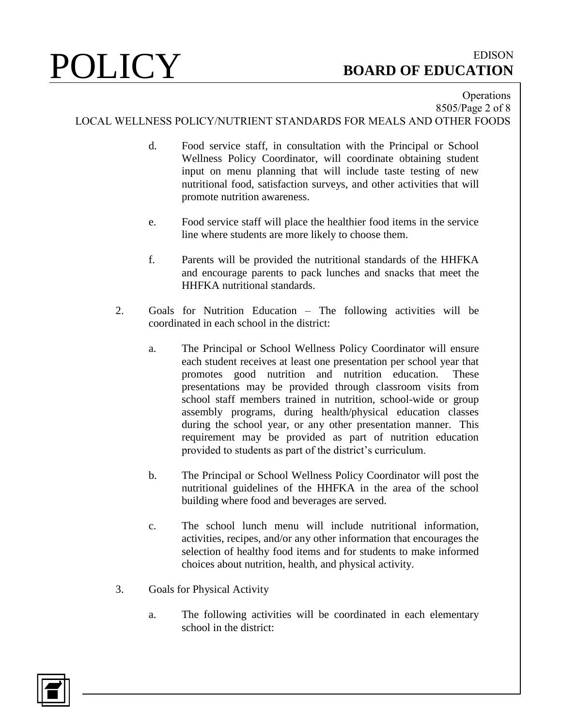d. Food service staff, in consultation with the Principal or School Wellness Policy Coordinator, will coordinate obtaining student input on menu planning that will include taste testing of new nutritional food, satisfaction surveys, and other activities that will promote nutrition awareness.

e. Food service staff will place the healthier food items in the service line where students are more likely to choose them.

f. Parents will be provided the nutritional standards of the HHFKA and encourage parents to pack lunches and snacks that meet the HHFKA nutritional standards.

2. Goals for Nutrition Education – The following activities will be coordinated in each school in the district:

   a. The Principal or School Wellness Policy Coordinator will ensure each student receives at least one presentation per school year that promotes good nutrition and nutrition education. These presentations may be provided through classroom visits from school staff members trained in nutrition, school-wide or group assembly programs, during health/physical education classes during the school year, or any other presentation manner. This requirement may be provided as part of nutrition education provided to students as part of the district's curriculum.

   b. The Principal or School Wellness Policy Coordinator will post the nutritional guidelines of the HHFKA in the area of the school building where food and beverages are served.

   c. The school lunch menu will include nutritional information, activities, recipes, and/or any other information that encourages the selection of healthy food items and for students to make informed choices about nutrition, health, and physical activity.

3. Goals for Physical Activity

   a. The following activities will be coordinated in each elementary school in the district: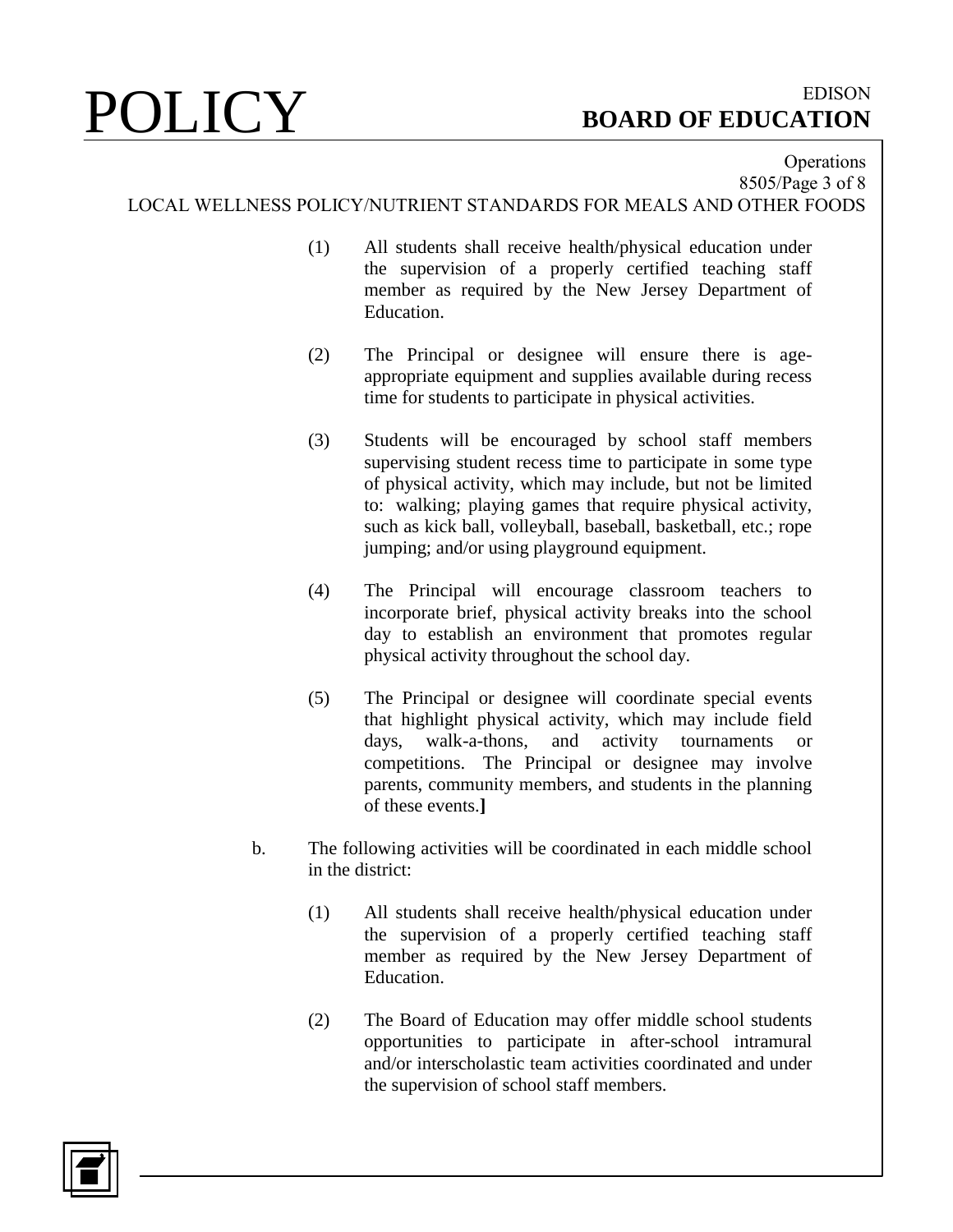(1) All students shall receive health/physical education under the supervision of a properly certified teaching staff member as required by the New Jersey Department of Education.

(2) The Principal or designee will ensure there is age-appropriate equipment and supplies available during recess time for students to participate in physical activities.

(3) Students will be encouraged by school staff members supervising student recess time to participate in some type of physical activity, which may include, but not be limited to: walking; playing games that require physical activity, such as kick ball, volleyball, baseball, basketball, etc.; rope jumping; and/or using playground equipment.

(4) The Principal will encourage classroom teachers to incorporate brief, physical activity breaks into the school day to establish an environment that promotes regular physical activity throughout the school day.

(5) The Principal or designee will coordinate special events that highlight physical activity, which may include field days, walk-a-thons, and activity tournaments or competitions. The Principal or designee may involve parents, community members, and students in the planning of these events.**]**

b. The following activities will be coordinated in each middle school in the district:

(1) All students shall receive health/physical education under the supervision of a properly certified teaching staff member as required by the New Jersey Department of Education.

(2) The Board of Education may offer middle school students opportunities to participate in after-school intramural and/or interscholastic team activities coordinated and under the supervision of school staff members.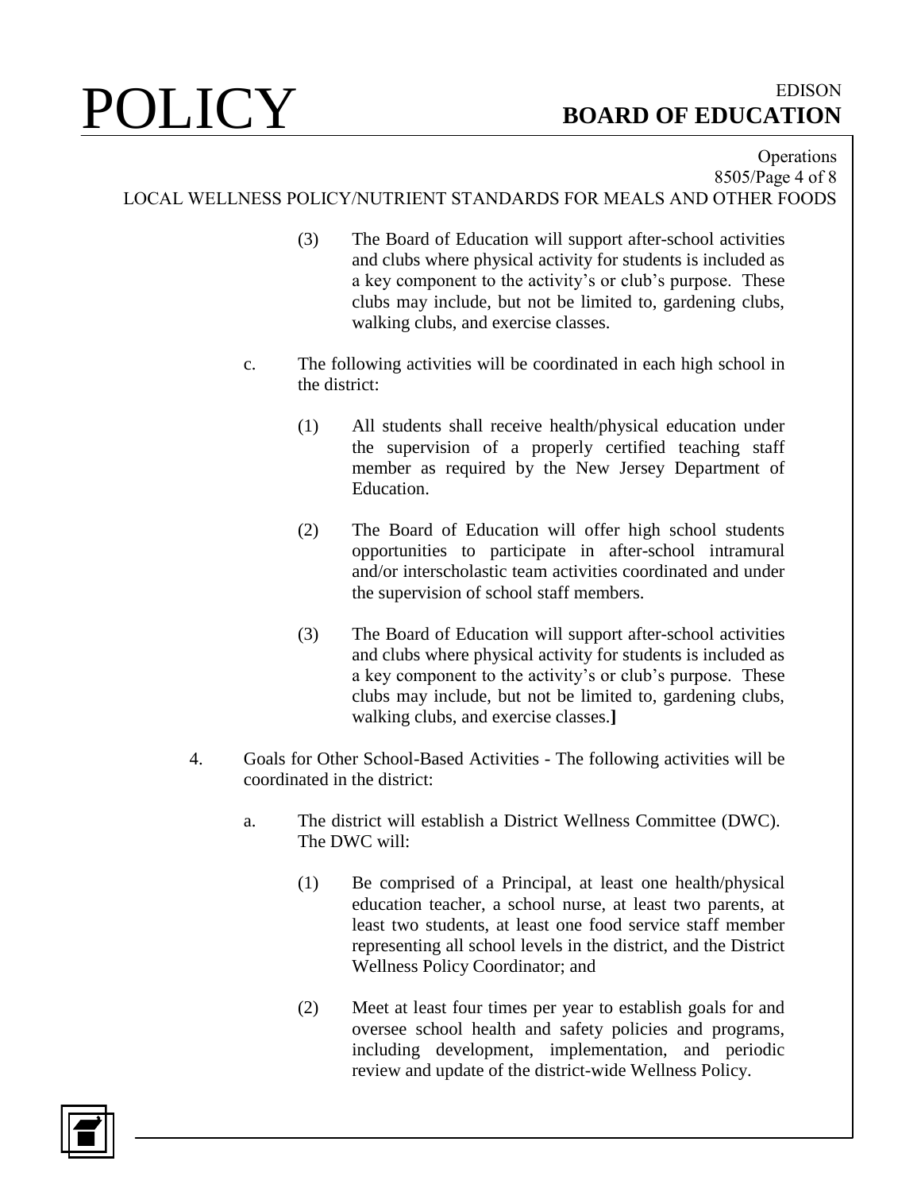(3) The Board of Education will support after-school activities and clubs where physical activity for students is included as a key component to the activity's or club's purpose. These clubs may include, but not be limited to, gardening clubs, walking clubs, and exercise classes.

c. The following activities will be coordinated in each high school in the district:

(1) All students shall receive health/physical education under the supervision of a properly certified teaching staff member as required by the New Jersey Department of Education.

(2) The Board of Education will offer high school students opportunities to participate in after-school intramural and/or interscholastic team activities coordinated and under the supervision of school staff members.

(3) The Board of Education will support after-school activities and clubs where physical activity for students is included as a key component to the activity's or club's purpose. These clubs may include, but not be limited to, gardening clubs, walking clubs, and exercise classes.**]**

4. Goals for Other School-Based Activities - The following activities will be coordinated in the district:

a. The district will establish a District Wellness Committee (DWC). The DWC will:

(1) Be comprised of a Principal, at least one health/physical education teacher, a school nurse, at least two parents, at least two students, at least one food service staff member representing all school levels in the district, and the District Wellness Policy Coordinator; and

(2) Meet at least four times per year to establish goals for and oversee school health and safety policies and programs, including development, implementation, and periodic review and update of the district-wide Wellness Policy.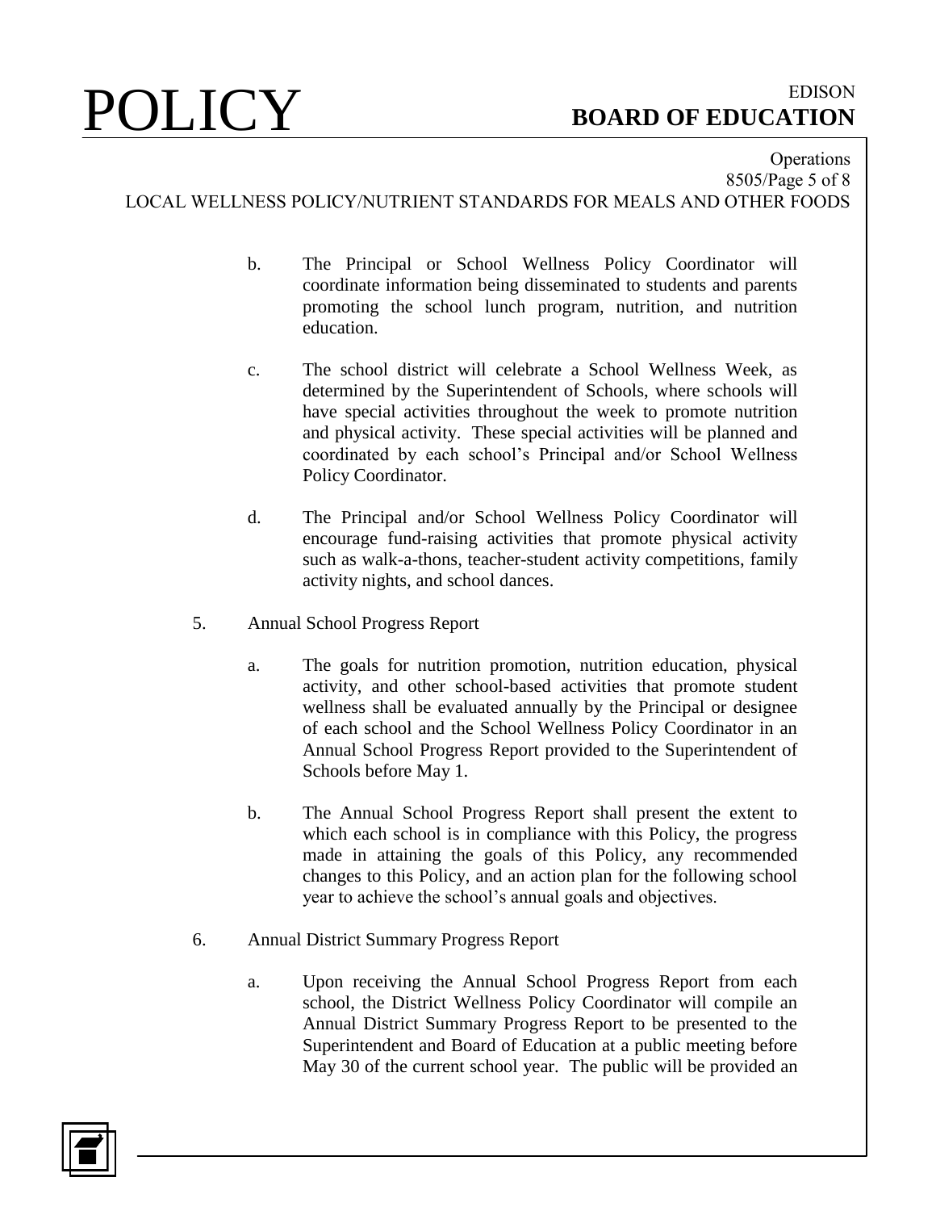b. The Principal or School Wellness Policy Coordinator will coordinate information being disseminated to students and parents promoting the school lunch program, nutrition, and nutrition education.

c. The school district will celebrate a School Wellness Week, as determined by the Superintendent of Schools, where schools will have special activities throughout the week to promote nutrition and physical activity. These special activities will be planned and coordinated by each school's Principal and/or School Wellness Policy Coordinator.

d. The Principal and/or School Wellness Policy Coordinator will encourage fund-raising activities that promote physical activity such as walk-a-thons, teacher-student activity competitions, family activity nights, and school dances.

5. Annual School Progress Report

   a. The goals for nutrition promotion, nutrition education, physical activity, and other school-based activities that promote student wellness shall be evaluated annually by the Principal or designee of each school and the School Wellness Policy Coordinator in an Annual School Progress Report provided to the Superintendent of Schools before May 1.

   b. The Annual School Progress Report shall present the extent to which each school is in compliance with this Policy, the progress made in attaining the goals of this Policy, any recommended changes to this Policy, and an action plan for the following school year to achieve the school's annual goals and objectives.

6. Annual District Summary Progress Report

   a. Upon receiving the Annual School Progress Report from each school, the District Wellness Policy Coordinator will compile an Annual District Summary Progress Report to be presented to the Superintendent and Board of Education at a public meeting before May 30 of the current school year. The public will be provided an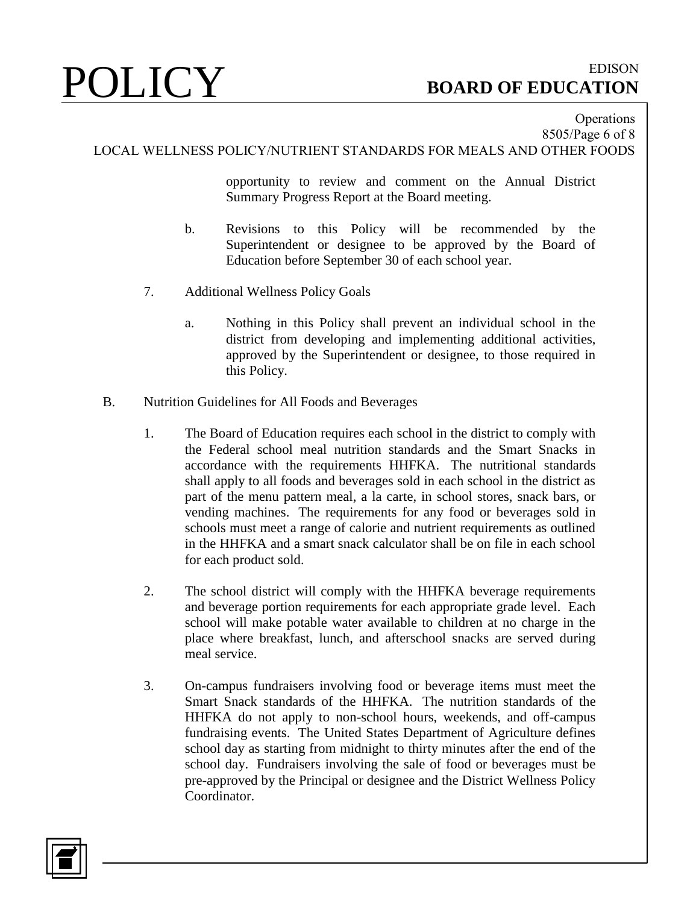opportunity to review and comment on the Annual District Summary Progress Report at the Board meeting.

b. Revisions to this Policy will be recommended by the Superintendent or designee to be approved by the Board of Education before September 30 of each school year.

7. Additional Wellness Policy Goals

a. Nothing in this Policy shall prevent an individual school in the district from developing and implementing additional activities, approved by the Superintendent or designee, to those required in this Policy.

B. Nutrition Guidelines for All Foods and Beverages

1. The Board of Education requires each school in the district to comply with the Federal school meal nutrition standards and the Smart Snacks in accordance with the requirements HHFKA. The nutritional standards shall apply to all foods and beverages sold in each school in the district as part of the menu pattern meal, a la carte, in school stores, snack bars, or vending machines. The requirements for any food or beverages sold in schools must meet a range of calorie and nutrient requirements as outlined in the HHFKA and a smart snack calculator shall be on file in each school for each product sold.

2. The school district will comply with the HHFKA beverage requirements and beverage portion requirements for each appropriate grade level. Each school will make potable water available to children at no charge in the place where breakfast, lunch, and afterschool snacks are served during meal service.

3. On-campus fundraisers involving food or beverage items must meet the Smart Snack standards of the HHFKA. The nutrition standards of the HHFKA do not apply to non-school hours, weekends, and off-campus fundraising events. The United States Department of Agriculture defines school day as starting from midnight to thirty minutes after the end of the school day. Fundraisers involving the sale of food or beverages must be pre-approved by the Principal or designee and the District Wellness Policy Coordinator.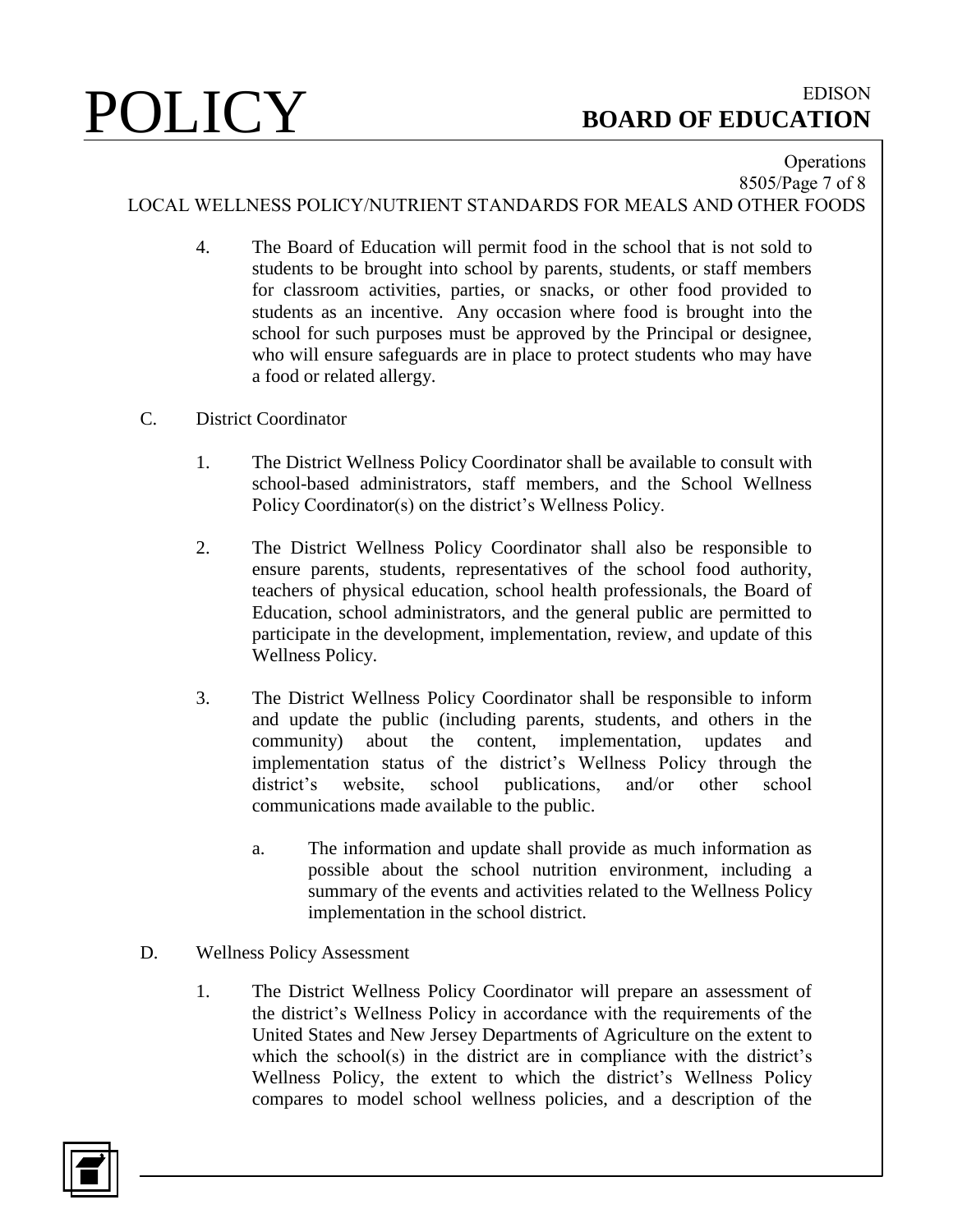4. The Board of Education will permit food in the school that is not sold to students to be brought into school by parents, students, or staff members for classroom activities, parties, or snacks, or other food provided to students as an incentive. Any occasion where food is brought into the school for such purposes must be approved by the Principal or designee, who will ensure safeguards are in place to protect students who may have a food or related allergy.

C. District Coordinator

1. The District Wellness Policy Coordinator shall be available to consult with school-based administrators, staff members, and the School Wellness Policy Coordinator(s) on the district's Wellness Policy.

2. The District Wellness Policy Coordinator shall also be responsible to ensure parents, students, representatives of the school food authority, teachers of physical education, school health professionals, the Board of Education, school administrators, and the general public are permitted to participate in the development, implementation, review, and update of this Wellness Policy.

3. The District Wellness Policy Coordinator shall be responsible to inform and update the public (including parents, students, and others in the community) about the content, implementation, updates and implementation status of the district's Wellness Policy through the district's website, school publications, and/or other school communications made available to the public.

   a. The information and update shall provide as much information as possible about the school nutrition environment, including a summary of the events and activities related to the Wellness Policy implementation in the school district.

D. Wellness Policy Assessment

1. The District Wellness Policy Coordinator will prepare an assessment of the district's Wellness Policy in accordance with the requirements of the United States and New Jersey Departments of Agriculture on the extent to which the school(s) in the district are in compliance with the district's Wellness Policy, the extent to which the district's Wellness Policy compares to model school wellness policies, and a description of the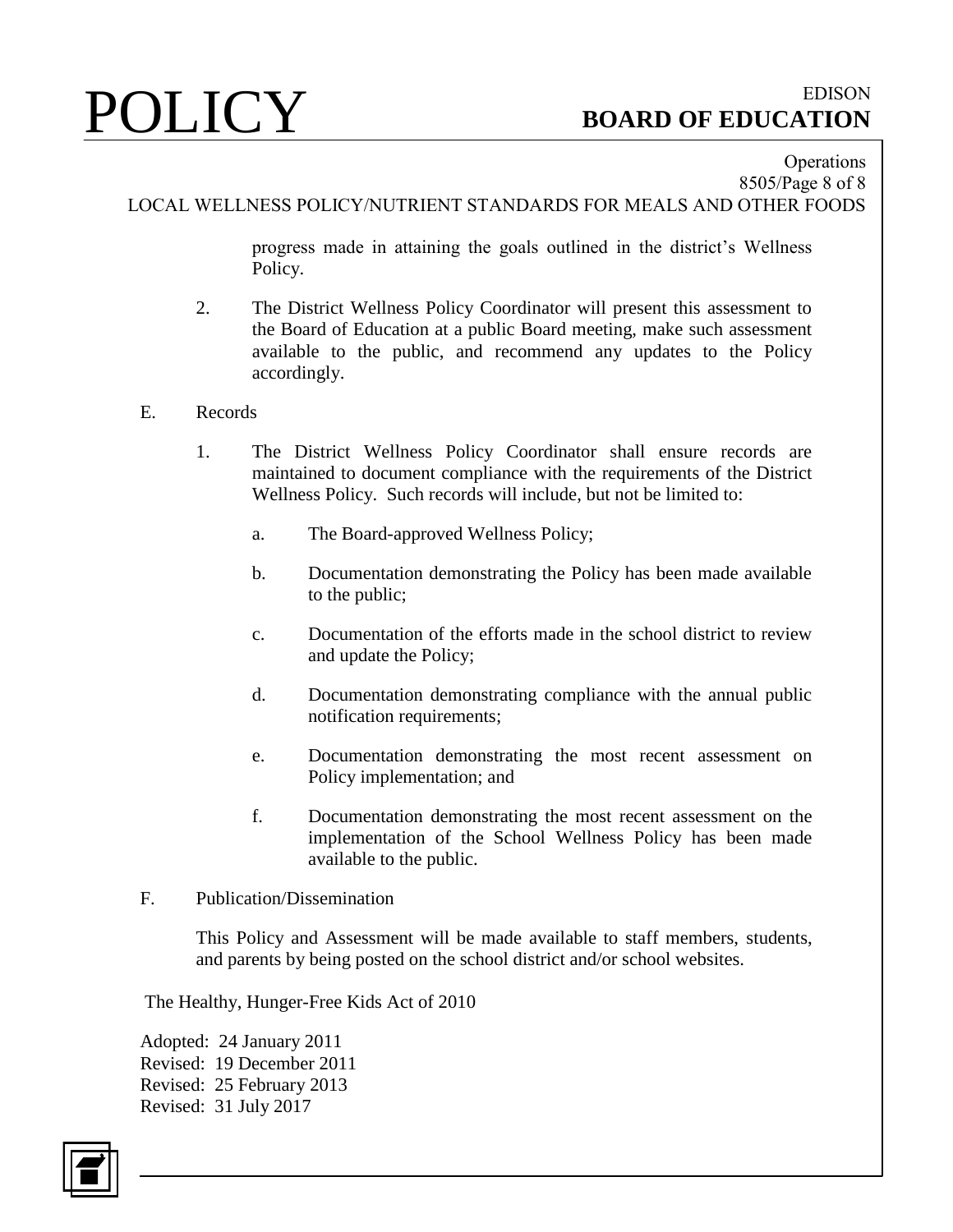progress made in attaining the goals outlined in the district's Wellness Policy.

2. The District Wellness Policy Coordinator will present this assessment to the Board of Education at a public Board meeting, make such assessment available to the public, and recommend any updates to the Policy accordingly.

E. Records

1. The District Wellness Policy Coordinator shall ensure records are maintained to document compliance with the requirements of the District Wellness Policy. Such records will include, but not be limited to:

   a. The Board-approved Wellness Policy;

   b. Documentation demonstrating the Policy has been made available to the public;

   c. Documentation of the efforts made in the school district to review and update the Policy;

   d. Documentation demonstrating compliance with the annual public notification requirements;

   e. Documentation demonstrating the most recent assessment on Policy implementation; and

   f. Documentation demonstrating the most recent assessment on the implementation of the School Wellness Policy has been made available to the public.

F. Publication/Dissemination

This Policy and Assessment will be made available to staff members, students, and parents by being posted on the school district and/or school websites.

The Healthy, Hunger-Free Kids Act of 2010

Adopted: 24 January 2011
Revised: 19 December 2011
Revised: 25 February 2013
Revised: 31 July 2017